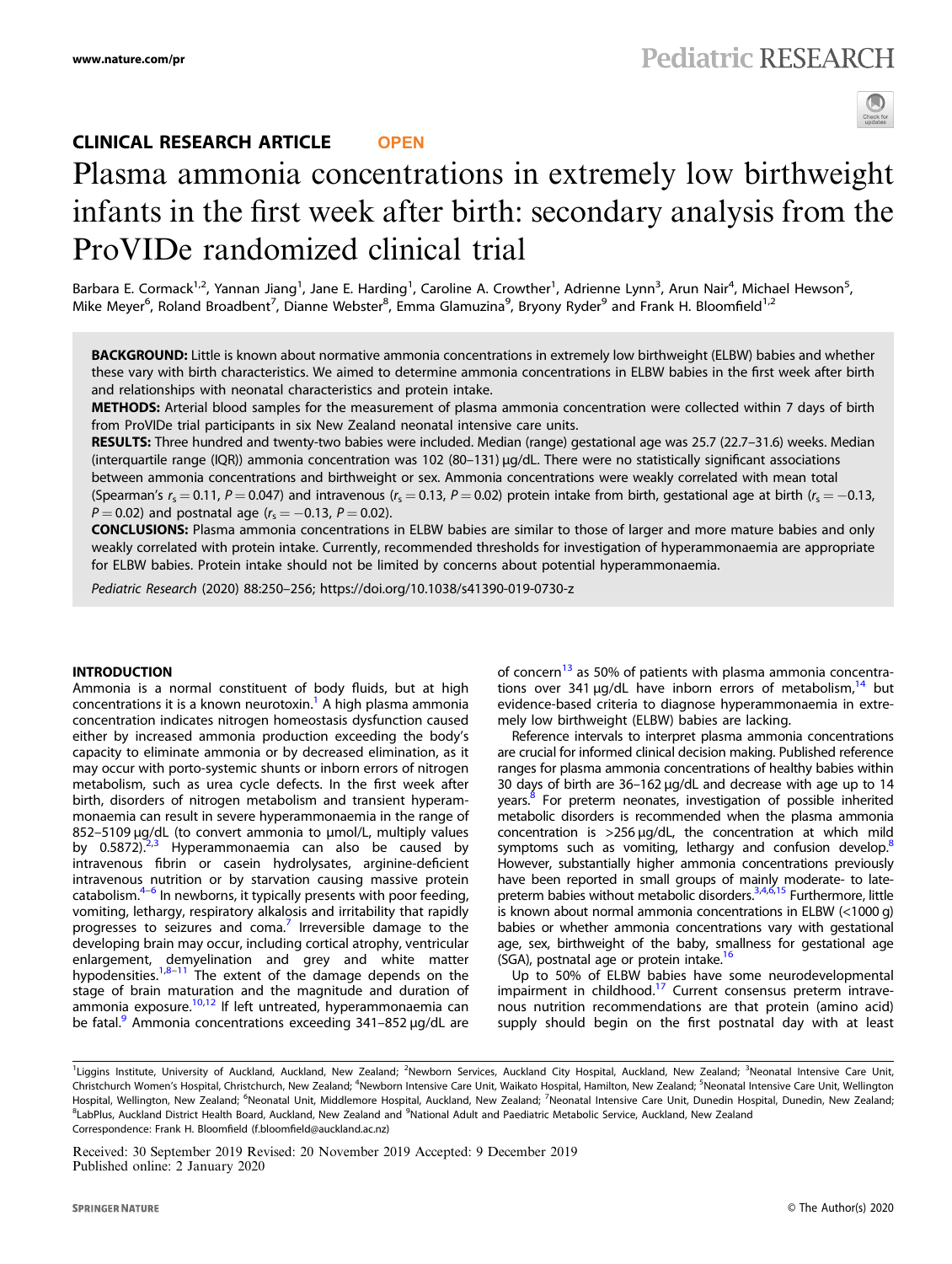CLINICAL RESEARCH ARTICLE **OPEN**

# Plasma ammonia concentrations in extremely low birthweight infants in the first week after birth: secondary analysis from the ProVIDe randomized clinical trial

Barbara E. Cormack[1,2], Yannan Jiang[1], Jane E. Harding[1], Caroline A. Crowther[1], Adrienne Lynn[3], Arun Nair[4], Michael Hewson[5], Mike Meyer[6], Roland Broadbent[7], Dianne Webster[8], Emma Glamuzina[9], Bryony Ryder[9] and Frank H. Bloomfield[1,2]

**BACKGROUND:** Little is known about normative ammonia concentrations in extremely low birthweight (ELBW) babies and whether these vary with birth characteristics. We aimed to determine ammonia concentrations in ELBW babies in the first week after birth and relationships with neonatal characteristics and protein intake.

**METHODS:** Arterial blood samples for the measurement of plasma ammonia concentration were collected within 7 days of birth from ProVIDe trial participants in six New Zealand neonatal intensive care units.

**RESULTS:** Three hundred and twenty-two babies were included. Median (range) gestational age was 25.7 (22.7–31.6) weeks. Median (interquartile range (IQR)) ammonia concentration was 102 (80–131) µg/dL. There were no statistically significant associations between ammonia concentrations and birthweight or sex. Ammonia concentrations were weakly correlated with mean total (Spearman's $r_s = 0.11$, $P = 0.047$) and intravenous ($r_s = 0.13$, $P = 0.02$) protein intake from birth, gestational age at birth ($r_s = -0.13$, $P = 0.02$) and postnatal age ($r_s = -0.13$, $P = 0.02$).

**CONCLUSIONS:** Plasma ammonia concentrations in ELBW babies are similar to those of larger and more mature babies and only weakly correlated with protein intake. Currently, recommended thresholds for investigation of hyperammonaemia are appropriate for ELBW babies. Protein intake should not be limited by concerns about potential hyperammonaemia.

*Pediatric Research* (2020) 88:250–256; https://doi.org/10.1038/s41390-019-0730-z

## INTRODUCTION

Ammonia is a normal constituent of body fluids, but at high concentrations it is a known neurotoxin.[1] A high plasma ammonia concentration indicates nitrogen homeostasis dysfunction caused either by increased ammonia production exceeding the body's capacity to eliminate ammonia or by decreased elimination, as it may occur with porto-systemic shunts or inborn errors of nitrogen metabolism, such as urea cycle defects. In the first week after birth, disorders of nitrogen metabolism and transient hyperammonaemia can result in severe hyperammonaemia in the range of 852–5109 µg/dL (to convert ammonia to µmol/L, multiply values by 0.5872).[2,3] Hyperammonaemia can also be caused by intravenous fibrin or casein hydrolysates, arginine-deficient intravenous nutrition or by starvation causing massive protein catabolism.[4–6] In newborns, it typically presents with poor feeding, vomiting, lethargy, respiratory alkalosis and irritability that rapidly progresses to seizures and coma.[7] Irreversible damage to the developing brain may occur, including cortical atrophy, ventricular enlargement, demyelination and grey and white matter hypodensities.[1,8–11] The extent of the damage depends on the stage of brain maturation and the magnitude and duration of ammonia exposure.[10,12] If left untreated, hyperammonaemia can be fatal.[9] Ammonia concentrations exceeding 341–852 µg/dL are of concern[13] as 50% of patients with plasma ammonia concentrations over 341 µg/dL have inborn errors of metabolism,[14] but evidence-based criteria to diagnose hyperammonaemia in extremely low birthweight (ELBW) babies are lacking.

Reference intervals to interpret plasma ammonia concentrations are crucial for informed clinical decision making. Published reference ranges for plasma ammonia concentrations of healthy babies within 30 days of birth are 36–162 µg/dL and decrease with age up to 14 years.[8] For preterm neonates, investigation of possible inherited metabolic disorders is recommended when the plasma ammonia concentration is >256 µg/dL, the concentration at which mild symptoms such as vomiting, lethargy and confusion develop.[8] However, substantially higher ammonia concentrations previously have been reported in small groups of mainly moderate- to late-preterm babies without metabolic disorders.[3,4,6,15] Furthermore, little is known about normal ammonia concentrations in ELBW (<1000 g) babies or whether ammonia concentrations vary with gestational age, sex, birthweight of the baby, smallness for gestational age (SGA), postnatal age or protein intake.[16]

Up to 50% of ELBW babies have some neurodevelopmental impairment in childhood.[17] Current consensus preterm intravenous nutrition recommendations are that protein (amino acid) supply should begin on the first postnatal day with at least

---

[1]Liggins Institute, University of Auckland, Auckland, New Zealand; [2]Newborn Services, Auckland City Hospital, Auckland, New Zealand; [3]Neonatal Intensive Care Unit, Christchurch Women's Hospital, Christchurch, New Zealand; [4]Newborn Intensive Care Unit, Waikato Hospital, Hamilton, New Zealand; [5]Neonatal Intensive Care Unit, Wellington Hospital, Wellington, New Zealand; [6]Neonatal Unit, Middlemore Hospital, Auckland, New Zealand; [7]Neonatal Intensive Care Unit, Dunedin Hospital, Dunedin, New Zealand; [8]LabPlus, Auckland District Health Board, Auckland, New Zealand and [9]National Adult and Paediatric Metabolic Service, Auckland, New Zealand
Correspondence: Frank H. Bloomfield (f.bloomfield@auckland.ac.nz)

Received: 30 September 2019 Revised: 20 November 2019 Accepted: 9 December 2019
Published online: 2 January 2020

© The Author(s) 2020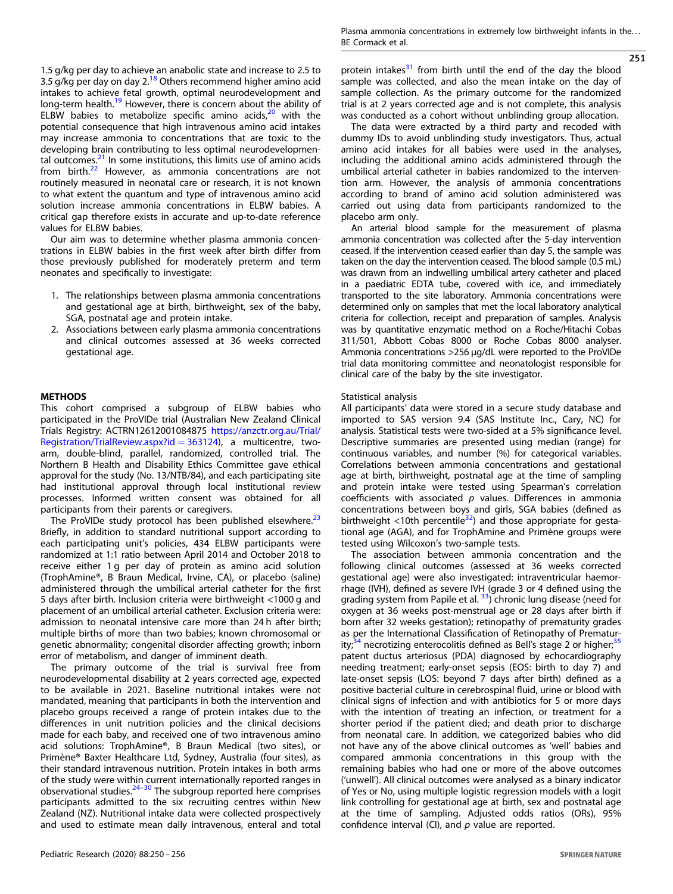1.5 g/kg per day to achieve an anabolic state and increase to 2.5 to 3.5 g/kg per day on day 2.[18] Others recommend higher amino acid intakes to achieve fetal growth, optimal neurodevelopment and long-term health.[19] However, there is concern about the ability of ELBW babies to metabolize specific amino acids,[20] with the potential consequence that high intravenous amino acid intakes may increase ammonia to concentrations that are toxic to the developing brain contributing to less optimal neurodevelopmental outcomes.[21] In some institutions, this limits use of amino acids from birth.[22] However, as ammonia concentrations are not routinely measured in neonatal care or research, it is not known to what extent the quantum and type of intravenous amino acid solution increase ammonia concentrations in ELBW babies. A critical gap therefore exists in accurate and up-to-date reference values for ELBW babies.

Our aim was to determine whether plasma ammonia concentrations in ELBW babies in the first week after birth differ from those previously published for moderately preterm and term neonates and specifically to investigate:

1. The relationships between plasma ammonia concentrations and gestational age at birth, birthweight, sex of the baby, SGA, postnatal age and protein intake.
2. Associations between early plasma ammonia concentrations and clinical outcomes assessed at 36 weeks corrected gestational age.

## METHODS

This cohort comprised a subgroup of ELBW babies who participated in the ProVIDe trial (Australian New Zealand Clinical Trials Registry: ACTRN12612001084875 https://anzctr.org.au/Trial/Registration/TrialReview.aspx?id = 363124), a multicentre, two-arm, double-blind, parallel, randomized, controlled trial. The Northern B Health and Disability Ethics Committee gave ethical approval for the study (No. 13/NTB/84), and each participating site had institutional approval through local institutional review processes. Informed written consent was obtained for all participants from their parents or caregivers.

The ProVIDe study protocol has been published elsewhere.[23] Briefly, in addition to standard nutritional support according to each participating unit's policies, 434 ELBW participants were randomized at 1:1 ratio between April 2014 and October 2018 to receive either 1 g per day of protein as amino acid solution (TrophAmine®, B Braun Medical, Irvine, CA), or placebo (saline) administered through the umbilical arterial catheter for the first 5 days after birth. Inclusion criteria were birthweight <1000 g and placement of an umbilical arterial catheter. Exclusion criteria were: admission to neonatal intensive care more than 24 h after birth; multiple births of more than two babies; known chromosomal or genetic abnormality; congenital disorder affecting growth; inborn error of metabolism, and danger of imminent death.

The primary outcome of the trial is survival free from neurodevelopmental disability at 2 years corrected age, expected to be available in 2021. Baseline nutritional intakes were not mandated, meaning that participants in both the intervention and placebo groups received a range of protein intakes due to the differences in unit nutrition policies and the clinical decisions made for each baby, and received one of two intravenous amino acid solutions: TrophAmine®, B Braun Medical (two sites), or Primène® Baxter Healthcare Ltd, Sydney, Australia (four sites), as their standard intravenous nutrition. Protein intakes in both arms of the study were within current internationally reported ranges in observational studies.[24–30] The subgroup reported here comprises participants admitted to the six recruiting centres within New Zealand (NZ). Nutritional intake data were collected prospectively and used to estimate mean daily intravenous, enteral and total protein intakes[31] from birth until the end of the day the blood sample was collected, and also the mean intake on the day of sample collection. As the primary outcome for the randomized trial is at 2 years corrected age and is not complete, this analysis was conducted as a cohort without unblinding group allocation.

The data were extracted by a third party and recoded with dummy IDs to avoid unblinding study investigators. Thus, actual amino acid intakes for all babies were used in the analyses, including the additional amino acids administered through the umbilical arterial catheter in babies randomized to the intervention arm. However, the analysis of ammonia concentrations according to brand of amino acid solution administered was carried out using data from participants randomized to the placebo arm only.

An arterial blood sample for the measurement of plasma ammonia concentration was collected after the 5-day intervention ceased. If the intervention ceased earlier than day 5, the sample was taken on the day the intervention ceased. The blood sample (0.5 mL) was drawn from an indwelling umbilical artery catheter and placed in a paediatric EDTA tube, covered with ice, and immediately transported to the site laboratory. Ammonia concentrations were determined only on samples that met the local laboratory analytical criteria for collection, receipt and preparation of samples. Analysis was by quantitative enzymatic method on a Roche/Hitachi Cobas 311/501, Abbott Cobas 8000 or Roche Cobas 8000 analyser. Ammonia concentrations >256 μg/dL were reported to the ProVIDe trial data monitoring committee and neonatologist responsible for clinical care of the baby by the site investigator.

### Statistical analysis

All participants' data were stored in a secure study database and imported to SAS version 9.4 (SAS Institute Inc., Cary, NC) for analysis. Statistical tests were two-sided at a 5% significance level. Descriptive summaries are presented using median (range) for continuous variables, and number (%) for categorical variables. Correlations between ammonia concentrations and gestational age at birth, birthweight, postnatal age at the time of sampling and protein intake were tested using Spearman's correlation coefficients with associated $p$ values. Differences in ammonia concentrations between boys and girls, SGA babies (defined as birthweight <10th percentile[32]) and those appropriate for gestational age (AGA), and for TrophAmine and Primène groups were tested using Wilcoxon's two-sample tests.

The association between ammonia concentration and the following clinical outcomes (assessed at 36 weeks corrected gestational age) were also investigated: intraventricular haemorrhage (IVH), defined as severe IVH (grade 3 or 4 defined using the grading system from Papile et al. [33]) chronic lung disease (need for oxygen at 36 weeks post-menstrual age or 28 days after birth if born after 32 weeks gestation); retinopathy of prematurity grades as per the International Classification of Retinopathy of Prematurity;[34] necrotizing enterocolitis defined as Bell's stage 2 or higher;[35] patent ductus arteriosus (PDA) diagnosed by echocardiography needing treatment; early-onset sepsis (EOS: birth to day 7) and late-onset sepsis (LOS: beyond 7 days after birth) defined as a positive bacterial culture in cerebrospinal fluid, urine or blood with clinical signs of infection and with antibiotics for 5 or more days with the intention of treating an infection, or treatment for a shorter period if the patient died; and death prior to discharge from neonatal care. In addition, we categorized babies who did not have any of the above clinical outcomes as 'well' babies and compared ammonia concentrations in this group with the remaining babies who had one or more of the above outcomes ('unwell'). All clinical outcomes were analysed as a binary indicator of Yes or No, using multiple logistic regression models with a logit link controlling for gestational age at birth, sex and postnatal age at the time of sampling. Adjusted odds ratios (ORs), 95% confidence interval (CI), and $p$ value are reported.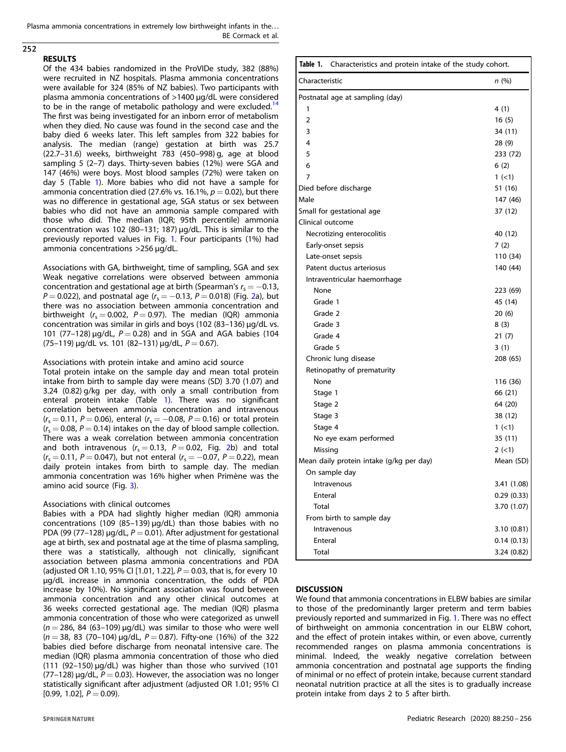## RESULTS

Of the 434 babies randomized in the ProVIDe study, 382 (88%) were recruited in NZ hospitals. Plasma ammonia concentrations were available for 324 (85% of NZ babies). Two participants with plasma ammonia concentrations of >1400 µg/dL were considered to be in the range of metabolic pathology and were excluded.[14] The first was being investigated for an inborn error of metabolism when they died. No cause was found in the second case and the baby died 6 weeks later. This left samples from 322 babies for analysis. The median (range) gestation at birth was 25.7 (22.7–31.6) weeks, birthweight 783 (450–998) g, age at blood sampling 5 (2–7) days. Thirty-seven babies (12%) were SGA and 147 (46%) were boys. Most blood samples (72%) were taken on day 5 (Table 1). More babies who did not have a sample for ammonia concentration died (27.6% vs. 16.1%, $p = 0.02$), but there was no difference in gestational age, SGA status or sex between babies who did not have an ammonia sample compared with those who did. The median (IQR; 95th percentile) ammonia concentration was 102 (80–131; 187) µg/dL. This is similar to the previously reported values in Fig. 1. Four participants (1%) had ammonia concentrations >256 µg/dL.

### Associations with GA, birthweight, time of sampling, SGA and sex

Weak negative correlations were observed between ammonia concentration and gestational age at birth (Spearman's $r_s = -0.13$, $P = 0.022$), and postnatal age ($r_s = -0.13$, $P = 0.018$) (Fig. 2a), but there was no association between ammonia concentration and birthweight ($r_s = 0.002$, $P = 0.97$). The median (IQR) ammonia concentration was similar in girls and boys (102 (83–136) µg/dL vs. 101 (77–128) µg/dL, $P = 0.28$) and in SGA and AGA babies (104 (75–119) µg/dL vs. 101 (82–131) µg/dL, $P = 0.67$).

### Associations with protein intake and amino acid source

Total protein intake on the sample day and mean total protein intake from birth to sample day were means (SD) 3.70 (1.07) and 3.24 (0.82) g/kg per day, with only a small contribution from enteral protein intake (Table 1). There was no significant correlation between ammonia concentration and intravenous ($r_s = 0.11$, $P = 0.06$), enteral ($r_s = -0.08$, $P = 0.16$) or total protein ($r_s = 0.08$, $P = 0.14$) intakes on the day of blood sample collection. There was a weak correlation between ammonia concentration and both intravenous ($r_s = 0.13$, $P = 0.02$, Fig. 2b) and total ($r_s = 0.11$, $P = 0.047$), but not enteral ($r_s = -0.07$, $P = 0.22$), mean daily protein intakes from birth to sample day. The median ammonia concentration was 16% higher when Primène was the amino acid source (Fig. 3).

### Associations with clinical outcomes

Babies with a PDA had slightly higher median (IQR) ammonia concentrations (109 (85–139) µg/dL) than those babies with no PDA (99 (77–128) µg/dL, $P = 0.01$). After adjustment for gestational age at birth, sex and postnatal age at the time of plasma sampling, there was a statistically, although not clinically, significant association between plasma ammonia concentrations and PDA (adjusted OR 1.10, 95% CI [1.01, 1.22], $P = 0.03$, that is, for every 10 µg/dL increase in ammonia concentration, the odds of PDA increase by 10%). No significant association was found between ammonia concentration and any other clinical outcomes at 36 weeks corrected gestational age. The median (IQR) plasma ammonia concentration of those who were categorized as unwell ($n = 286$, 84 (63–109) µg/dL) was similar to those who were well ($n = 38$, 83 (70–104) µg/dL, $P = 0.87$). Fifty-one (16%) of the 322 babies died before discharge from neonatal intensive care. The median (IQR) plasma ammonia concentration of those who died (111 (92–150) µg/dL) was higher than those who survived (101 (77–128) µg/dL, $P = 0.03$). However, the association was no longer statistically significant after adjustment (adjusted OR 1.01; 95% CI [0.99, 1.02], $P = 0.09$).

**Table 1.** Characteristics and protein intake of the study cohort.

| Characteristic | n (%) |
|---|---|
| Postnatal age at sampling (day) | |
| 1 | 4 (1) |
| 2 | 16 (5) |
| 3 | 34 (11) |
| 4 | 28 (9) |
| 5 | 233 (72) |
| 6 | 6 (2) |
| 7 | 1 (<1) |
| Died before discharge | 51 (16) |
| Male | 147 (46) |
| Small for gestational age | 37 (12) |
| Clinical outcome | |
| Necrotizing enterocolitis | 40 (12) |
| Early-onset sepsis | 7 (2) |
| Late-onset sepsis | 110 (34) |
| Patent ductus arteriosus | 140 (44) |
| Intraventricular haemorrhage | |
| None | 223 (69) |
| Grade 1 | 45 (14) |
| Grade 2 | 20 (6) |
| Grade 3 | 8 (3) |
| Grade 4 | 21 (7) |
| Grade 5 | 3 (1) |
| Chronic lung disease | 208 (65) |
| Retinopathy of prematurity | |
| None | 116 (36) |
| Stage 1 | 66 (21) |
| Stage 2 | 64 (20) |
| Stage 3 | 38 (12) |
| Stage 4 | 1 (<1) |
| No eye exam performed | 35 (11) |
| Missing | 2 (<1) |
| Mean daily protein intake (g/kg per day) | Mean (SD) |
| On sample day | |
| Intravenous | 3.41 (1.08) |
| Enteral | 0.29 (0.33) |
| Total | 3.70 (1.07) |
| From birth to sample day | |
| Intravenous | 3.10 (0.81) |
| Enteral | 0.14 (0.13) |
| Total | 3.24 (0.82) |

## DISCUSSION

We found that ammonia concentrations in ELBW babies are similar to those of the predominantly larger preterm and term babies previously reported and summarized in Fig. 1. There was no effect of birthweight on ammonia concentration in our ELBW cohort, and the effect of protein intakes within, or even above, currently recommended ranges on plasma ammonia concentrations is minimal. Indeed, the weakly negative correlation between ammonia concentration and postnatal age supports the finding of minimal or no effect of protein intake, because current standard neonatal nutrition practice at all the sites is to gradually increase protein intake from days 2 to 5 after birth.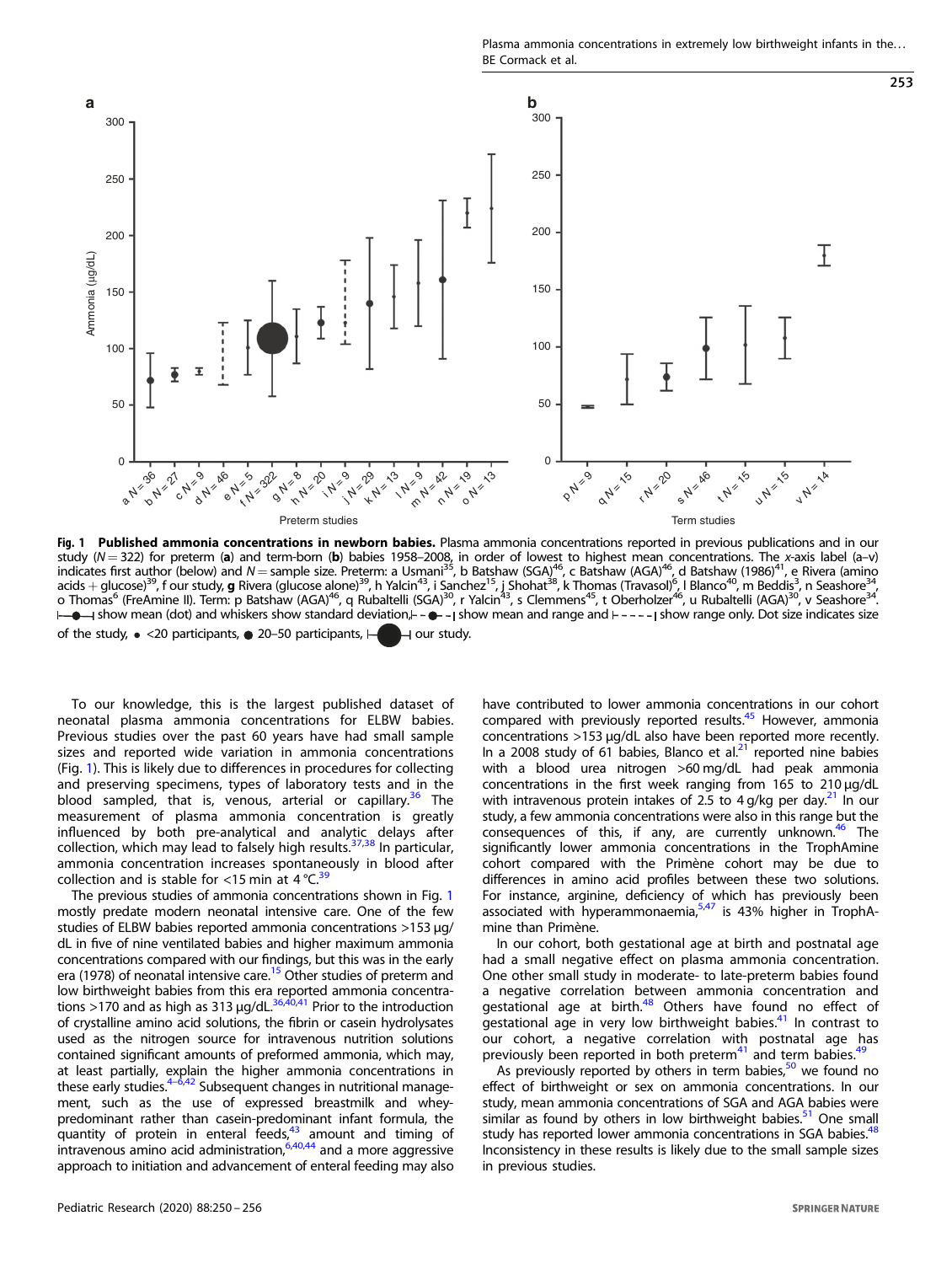**Fig. 1 Published ammonia concentrations in newborn babies.** Plasma ammonia concentrations reported in previous publications and in our study ($N = 322$) for preterm (**a**) and term-born (**b**) babies 1958–2008, in order of lowest to highest mean concentrations. The *x*-axis label (a–v) indicates first author (below) and $N$ = sample size. Preterm: a Usmani[35], b Batshaw (SGA)[46], c Batshaw (AGA)[46], d Batshaw (1986)[41], e Rivera (amino acids + glucose)[39], f our study, **g** Rivera (glucose alone)[39], h Yalcin[43], i Sanchez[15], j Shohat[38], k Thomas (Travasol)[6], l Blanco[40], m Beddis[3], n Seashore[34], o Thomas[6] (FreAmine II). Term: p Batshaw (AGA)[46], q Rubaltelli (SGA)[30], r Yalcin[43], s Clemmens[45], t Oberholzer[46], u Rubaltelli (AGA)[30], v Seashore[34]. show mean (dot) and whiskers show standard deviation, show mean and range and show range only. Dot size indicates size of the study, • <20 participants, ● 20–50 participants, our study.

To our knowledge, this is the largest published dataset of neonatal plasma ammonia concentrations for ELBW babies. Previous studies over the past 60 years have had small sample sizes and reported wide variation in ammonia concentrations (Fig. 1). This is likely due to differences in procedures for collecting and preserving specimens, types of laboratory tests and in the blood sampled, that is, venous, arterial or capillary.[36] The measurement of plasma ammonia concentration is greatly influenced by both pre-analytical and analytic delays after collection, which may lead to falsely high results.[37,38] In particular, ammonia concentration increases spontaneously in blood after collection and is stable for <15 min at 4 °C.[39]

The previous studies of ammonia concentrations shown in Fig. 1 mostly predate modern neonatal intensive care. One of the few studies of ELBW babies reported ammonia concentrations >153 µg/dL in five of nine ventilated babies and higher maximum ammonia concentrations compared with our findings, but this was in the early era (1978) of neonatal intensive care.[15] Other studies of preterm and low birthweight babies from this era reported ammonia concentrations >170 and as high as 313 µg/dL.[36,40,41] Prior to the introduction of crystalline amino acid solutions, the fibrin or casein hydrolysates used as the nitrogen source for intravenous nutrition solutions contained significant amounts of preformed ammonia, which may, at least partially, explain the higher ammonia concentrations in these early studies.[4–6,42] Subsequent changes in nutritional management, such as the use of expressed breastmilk and whey-predominant rather than casein-predominant infant formula, the quantity of protein in enteral feeds,[43] amount and timing of intravenous amino acid administration,[6,40,44] and a more aggressive approach to initiation and advancement of enteral feeding may also have contributed to lower ammonia concentrations in our cohort compared with previously reported results.[45] However, ammonia concentrations >153 µg/dL also have been reported more recently. In a 2008 study of 61 babies, Blanco et al.[21] reported nine babies with a blood urea nitrogen >60 mg/dL had peak ammonia concentrations in the first week ranging from 165 to 210 µg/dL with intravenous protein intakes of 2.5 to 4 g/kg per day.[21] In our study, a few ammonia concentrations were also in this range but the consequences of this, if any, are currently unknown.[46] The significantly lower ammonia concentrations in the TrophAmine cohort compared with the Primène cohort may be due to differences in amino acid profiles between these two solutions. For instance, arginine, deficiency of which has previously been associated with hyperammonaemia,[5,47] is 43% higher in TrophAmine than Primène.

In our cohort, both gestational age at birth and postnatal age had a small negative effect on plasma ammonia concentration. One other small study in moderate- to late-preterm babies found a negative correlation between ammonia concentration and gestational age at birth.[48] Others have found no effect of gestational age in very low birthweight babies.[41] In contrast to our cohort, a negative correlation with postnatal age has previously been reported in both preterm[41] and term babies.[49]

As previously reported by others in term babies,[50] we found no effect of birthweight or sex on ammonia concentrations. In our study, mean ammonia concentrations of SGA and AGA babies were similar as found by others in low birthweight babies.[51] One small study has reported lower ammonia concentrations in SGA babies.[48] Inconsistency in these results is likely due to the small sample sizes in previous studies.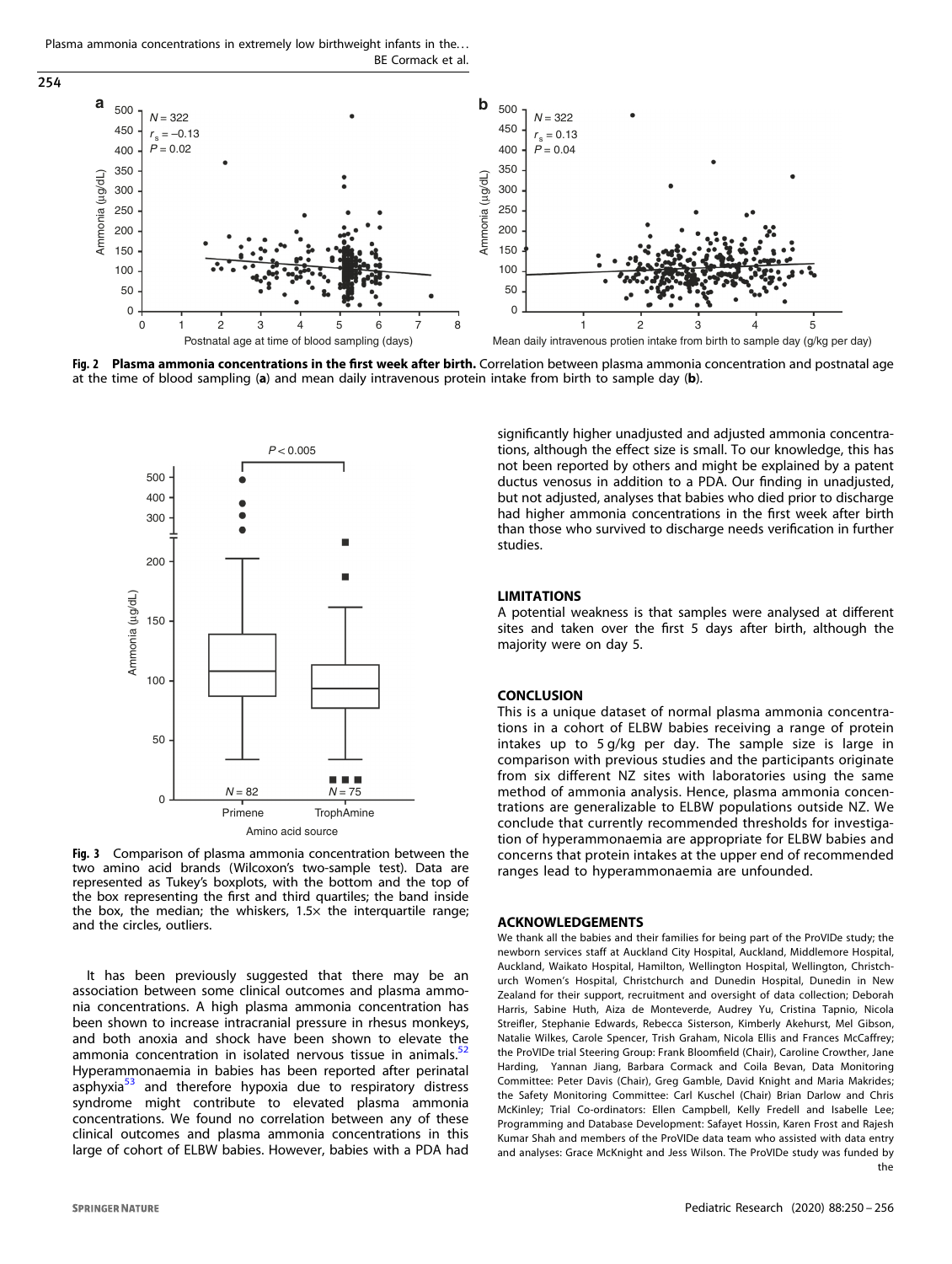**Fig. 2 Plasma ammonia concentrations in the first week after birth.** Correlation between plasma ammonia concentration and postnatal age at the time of blood sampling (**a**) and mean daily intravenous protein intake from birth to sample day (**b**).

**Fig. 3** Comparison of plasma ammonia concentration between the two amino acid brands (Wilcoxon's two-sample test). Data are represented as Tukey's boxplots, with the bottom and the top of the box representing the first and third quartiles; the band inside the box, the median; the whiskers, 1.5× the interquartile range; and the circles, outliers.

It has been previously suggested that there may be an association between some clinical outcomes and plasma ammonia concentrations. A high plasma ammonia concentration has been shown to increase intracranial pressure in rhesus monkeys, and both anoxia and shock have been shown to elevate the ammonia concentration in isolated nervous tissue in animals.[52] Hyperammonaemia in babies has been reported after perinatal asphyxia[53] and therefore hypoxia due to respiratory distress syndrome might contribute to elevated plasma ammonia concentrations. We found no correlation between any of these clinical outcomes and plasma ammonia concentrations in this large of cohort of ELBW babies. However, babies with a PDA had significantly higher unadjusted and adjusted ammonia concentrations, although the effect size is small. To our knowledge, this has not been reported by others and might be explained by a patent ductus venosus in addition to a PDA. Our finding in unadjusted, but not adjusted, analyses that babies who died prior to discharge had higher ammonia concentrations in the first week after birth than those who survived to discharge needs verification in further studies.

## LIMITATIONS

A potential weakness is that samples were analysed at different sites and taken over the first 5 days after birth, although the majority were on day 5.

## CONCLUSION

This is a unique dataset of normal plasma ammonia concentrations in a cohort of ELBW babies receiving a range of protein intakes up to 5 g/kg per day. The sample size is large in comparison with previous studies and the participants originate from six different NZ sites with laboratories using the same method of ammonia analysis. Hence, plasma ammonia concentrations are generalizable to ELBW populations outside NZ. We conclude that currently recommended thresholds for investigation of hyperammonaemia are appropriate for ELBW babies and concerns that protein intakes at the upper end of recommended ranges lead to hyperammonaemia are unfounded.

## ACKNOWLEDGEMENTS

We thank all the babies and their families for being part of the ProVIDe study; the newborn services staff at Auckland City Hospital, Auckland, Middlemore Hospital, Auckland, Waikato Hospital, Hamilton, Wellington Hospital, Wellington, Christchurch Women's Hospital, Christchurch and Dunedin Hospital, Dunedin in New Zealand for their support, recruitment and oversight of data collection; Deborah Harris, Sabine Huth, Aiza de Monteverde, Audrey Yu, Cristina Tapnio, Nicola Streifler, Stephanie Edwards, Rebecca Sisterson, Kimberly Akehurst, Mel Gibson, Natalie Wilkes, Carole Spencer, Trish Graham, Nicola Ellis and Frances McCaffrey; the ProVIDe trial Steering Group: Frank Bloomfield (Chair), Caroline Crowther, Jane Harding, Yannan Jiang, Barbara Cormack and Coila Bevan, Data Monitoring Committee: Peter Davis (Chair), Greg Gamble, David Knight and Maria Makrides; the Safety Monitoring Committee: Carl Kuschel (Chair) Brian Darlow and Chris McKinley; Trial Co-ordinators: Ellen Campbell, Kelly Fredell and Isabelle Lee; Programming and Database Development: Safayet Hossin, Karen Frost and Rajesh Kumar Shah and members of the ProVIDe data team who assisted with data entry and analyses: Grace McKnight and Jess Wilson. The ProVIDe study was funded by the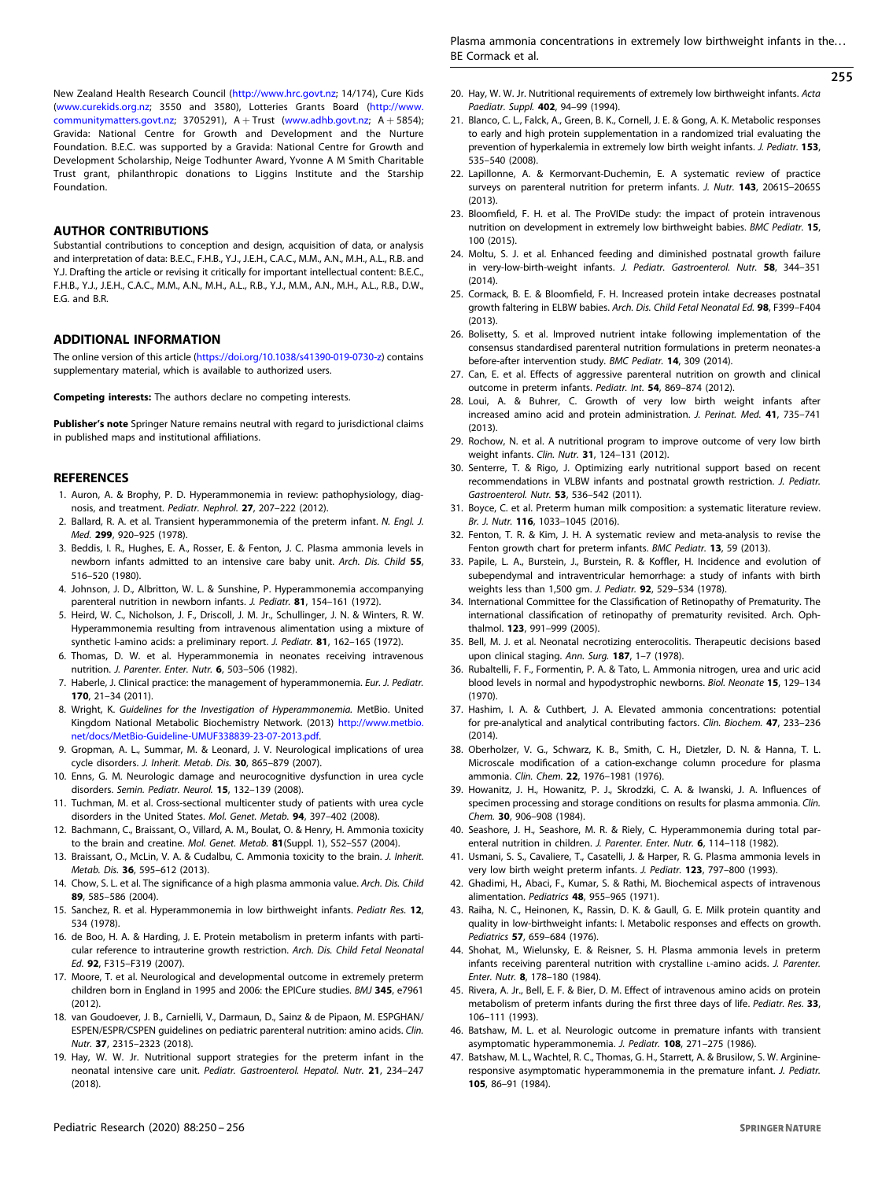New Zealand Health Research Council (http://www.hrc.govt.nz; 14/174), Cure Kids (www.curekids.org.nz; 3550 and 3580), Lotteries Grants Board (http://www.communitymatters.govt.nz; 3705291), A + Trust (www.adhb.govt.nz; A + 5854); Gravida: National Centre for Growth and Development and the Nurture Foundation. B.E.C. was supported by a Gravida: National Centre for Growth and Development Scholarship, Neige Todhunter Award, Yvonne A M Smith Charitable Trust grant, philanthropic donations to Liggins Institute and the Starship Foundation.

## AUTHOR CONTRIBUTIONS

Substantial contributions to conception and design, acquisition of data, or analysis and interpretation of data: B.E.C., F.H.B., Y.J., J.E.H., C.A.C., M.M., A.N., M.H., A.L., R.B. and Y.J. Drafting the article or revising it critically for important intellectual content: B.E.C., F.H.B., Y.J., J.E.H., C.A.C., M.M., A.N., M.H., A.L., R.B., Y.J., M.M., A.N., M.H., A.L., R.B., D.W., E.G. and B.R.

## ADDITIONAL INFORMATION

The online version of this article (https://doi.org/10.1038/s41390-019-0730-z) contains supplementary material, which is available to authorized users.

**Competing interests:** The authors declare no competing interests.

**Publisher's note** Springer Nature remains neutral with regard to jurisdictional claims in published maps and institutional affiliations.

## REFERENCES

1. Auron, A. & Brophy, P. D. Hyperammonemia in review: pathophysiology, diagnosis, and treatment. *Pediatr. Nephrol.* **27**, 207–222 (2012).
2. Ballard, R. A. et al. Transient hyperammonemia of the preterm infant. *N. Engl. J. Med.* **299**, 920–925 (1978).
3. Beddis, I. R., Hughes, E. A., Rosser, E. & Fenton, J. C. Plasma ammonia levels in newborn infants admitted to an intensive care baby unit. *Arch. Dis. Child* **55**, 516–520 (1980).
4. Johnson, J. D., Albritton, W. L. & Sunshine, P. Hyperammonemia accompanying parenteral nutrition in newborn infants. *J. Pediatr.* **81**, 154–161 (1972).
5. Heird, W. C., Nicholson, J. F., Driscoll, J. M. Jr., Schullinger, J. N. & Winters, R. W. Hyperammonemia resulting from intravenous alimentation using a mixture of synthetic l-amino acids: a preliminary report. *J. Pediatr.* **81**, 162–165 (1972).
6. Thomas, D. W. et al. Hyperammonemia in neonates receiving intravenous nutrition. *J. Parenter. Enter. Nutr.* **6**, 503–506 (1982).
7. Haberle, J. Clinical practice: the management of hyperammonemia. *Eur. J. Pediatr.* **170**, 21–34 (2011).
8. Wright, K. *Guidelines for the Investigation of Hyperammonemia.* MetBio. United Kingdom National Metabolic Biochemistry Network. (2013) http://www.metbio.net/docs/MetBio-Guideline-UMUF338839-23-07-2013.pdf.
9. Gropman, A. L., Summar, M. & Leonard, J. V. Neurological implications of urea cycle disorders. *J. Inherit. Metab. Dis.* **30**, 865–879 (2007).
10. Enns, G. M. Neurologic damage and neurocognitive dysfunction in urea cycle disorders. *Semin. Pediatr. Neurol.* **15**, 132–139 (2008).
11. Tuchman, M. et al. Cross-sectional multicenter study of patients with urea cycle disorders in the United States. *Mol. Genet. Metab.* **94**, 397–402 (2008).
12. Bachmann, C., Braissant, O., Villard, A. M., Boulat, O. & Henry, H. Ammonia toxicity to the brain and creatine. *Mol. Genet. Metab.* **81**(Suppl. 1), S52–S57 (2004).
13. Braissant, O., McLin, V. A. & Cudalbu, C. Ammonia toxicity to the brain. *J. Inherit. Metab. Dis.* **36**, 595–612 (2013).
14. Chow, S. L. et al. The significance of a high plasma ammonia value. *Arch. Dis. Child* **89**, 585–586 (2004).
15. Sanchez, R. et al. Hyperammonemia in low birthweight infants. *Pediatr Res.* **12**, 534 (1978).
16. de Boo, H. A. & Harding, J. E. Protein metabolism in preterm infants with particular reference to intrauterine growth restriction. *Arch. Dis. Child Fetal Neonatal Ed.* **92**, F315–F319 (2007).
17. Moore, T. et al. Neurological and developmental outcome in extremely preterm children born in England in 1995 and 2006: the EPICure studies. *BMJ* **345**, e7961 (2012).
18. van Goudoever, J. B., Carnielli, V., Darmaun, D., Sainz & de Pipaon, M. ESPGHAN/ESPEN/ESPR/CSPEN guidelines on pediatric parenteral nutrition: amino acids. *Clin. Nutr.* **37**, 2315–2323 (2018).
19. Hay, W. W. Jr. Nutritional support strategies for the preterm infant in the neonatal intensive care unit. *Pediatr. Gastroenterol. Hepatol. Nutr.* **21**, 234–247 (2018).
20. Hay, W. W. Jr. Nutritional requirements of extremely low birthweight infants. *Acta Paediatr. Suppl.* **402**, 94–99 (1994).
21. Blanco, C. L., Falck, A., Green, B. K., Cornell, J. E. & Gong, A. K. Metabolic responses to early and high protein supplementation in a randomized trial evaluating the prevention of hyperkalemia in extremely low birth weight infants. *J. Pediatr.* **153**, 535–540 (2008).
22. Lapillonne, A. & Kermorvant-Duchemin, E. A systematic review of practice surveys on parenteral nutrition for preterm infants. *J. Nutr.* **143**, 2061S–2065S (2013).
23. Bloomfield, F. H. et al. The ProVIDe study: the impact of protein intravenous nutrition on development in extremely low birthweight babies. *BMC Pediatr.* **15**, 100 (2015).
24. Moltu, S. J. et al. Enhanced feeding and diminished postnatal growth failure in very-low-birth-weight infants. *J. Pediatr. Gastroenterol. Nutr.* **58**, 344–351 (2014).
25. Cormack, B. E. & Bloomfield, F. H. Increased protein intake decreases postnatal growth faltering in ELBW babies. *Arch. Dis. Child Fetal Neonatal Ed.* **98**, F399–F404 (2013).
26. Bolisetty, S. et al. Improved nutrient intake following implementation of the consensus standardised parenteral nutrition formulations in preterm neonates-a before-after intervention study. *BMC Pediatr.* **14**, 309 (2014).
27. Can, E. et al. Effects of aggressive parenteral nutrition on growth and clinical outcome in preterm infants. *Pediatr. Int.* **54**, 869–874 (2012).
28. Loui, A. & Buhrer, C. Growth of very low birth weight infants after increased amino acid and protein administration. *J. Perinat. Med.* **41**, 735–741 (2013).
29. Rochow, N. et al. A nutritional program to improve outcome of very low birth weight infants. *Clin. Nutr.* **31**, 124–131 (2012).
30. Senterre, T. & Rigo, J. Optimizing early nutritional support based on recent recommendations in VLBW infants and postnatal growth restriction. *J. Pediatr. Gastroenterol. Nutr.* **53**, 536–542 (2011).
31. Boyce, C. et al. Preterm human milk composition: a systematic literature review. *Br. J. Nutr.* **116**, 1033–1045 (2016).
32. Fenton, T. R. & Kim, J. H. A systematic review and meta-analysis to revise the Fenton growth chart for preterm infants. *BMC Pediatr.* **13**, 59 (2013).
33. Papile, L. A., Burstein, J., Burstein, R. & Koffler, H. Incidence and evolution of subependymal and intraventricular hemorrhage: a study of infants with birth weights less than 1,500 gm. *J. Pediatr.* **92**, 529–534 (1978).
34. International Committee for the Classification of Retinopathy of Prematurity. The international classification of retinopathy of prematurity revisited. Arch. Ophthalmol. **123**, 991–999 (2005).
35. Bell, M. J. et al. Neonatal necrotizing enterocolitis. Therapeutic decisions based upon clinical staging. *Ann. Surg.* **187**, 1–7 (1978).
36. Rubaltelli, F. F., Formentin, P. A. & Tato, L. Ammonia nitrogen, urea and uric acid blood levels in normal and hypodystrophic newborns. *Biol. Neonate* **15**, 129–134 (1970).
37. Hashim, I. A. & Cuthbert, J. A. Elevated ammonia concentrations: potential for pre-analytical and analytical contributing factors. *Clin. Biochem.* **47**, 233–236 (2014).
38. Oberholzer, V. G., Schwarz, K. B., Smith, C. H., Dietzler, D. N. & Hanna, T. L. Microscale modification of a cation-exchange column procedure for plasma ammonia. *Clin. Chem.* **22**, 1976–1981 (1976).
39. Howanitz, J. H., Howanitz, P. J., Skrodzki, C. A. & Iwanski, J. A. Influences of specimen processing and storage conditions on results for plasma ammonia. *Clin. Chem.* **30**, 906–908 (1984).
40. Seashore, J. H., Seashore, M. R. & Riely, C. Hyperammonemia during total parenteral nutrition in children. *J. Parenter. Enter. Nutr.* **6**, 114–118 (1982).
41. Usmani, S. S., Cavaliere, T., Casatelli, J. & Harper, R. G. Plasma ammonia levels in very low birth weight preterm infants. *J. Pediatr.* **123**, 797–800 (1993).
42. Ghadimi, H., Abaci, F., Kumar, S. & Rathi, M. Biochemical aspects of intravenous alimentation. *Pediatrics* **48**, 955–965 (1971).
43. Raiha, N. C., Heinonen, K., Rassin, D. K. & Gaull, G. E. Milk protein quantity and quality in low-birthweight infants: I. Metabolic responses and effects on growth. *Pediatrics* **57**, 659–684 (1976).
44. Shohat, M., Wielunsky, E. & Reisner, S. H. Plasma ammonia levels in preterm infants receiving parenteral nutrition with crystalline L-amino acids. *J. Parenter. Enter. Nutr.* **8**, 178–180 (1984).
45. Rivera, A. Jr., Bell, E. F. & Bier, D. M. Effect of intravenous amino acids on protein metabolism of preterm infants during the first three days of life. *Pediatr. Res.* **33**, 106–111 (1993).
46. Batshaw, M. L. et al. Neurologic outcome in premature infants with transient asymptomatic hyperammonemia. *J. Pediatr.* **108**, 271–275 (1986).
47. Batshaw, M. L., Wachtel, R. C., Thomas, G. H., Starrett, A. & Brusilow, S. W. Arginine-responsive asymptomatic hyperammonemia in the premature infant. *J. Pediatr.* **105**, 86–91 (1984).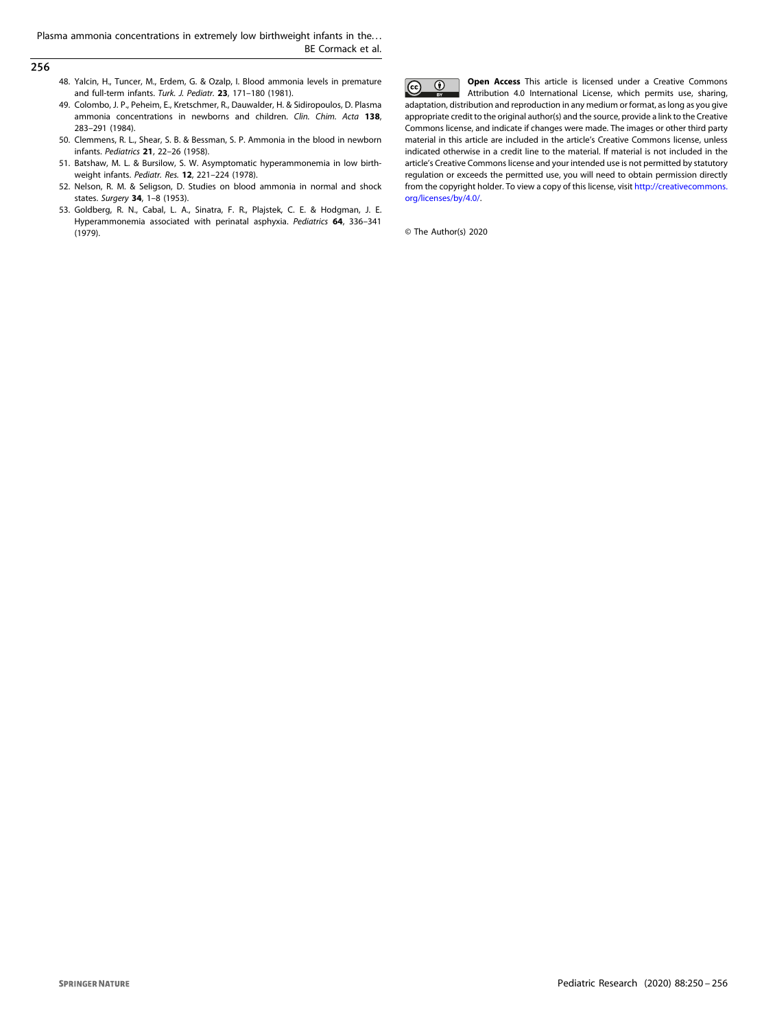48. Yalcin, H., Tuncer, M., Erdem, G. & Ozalp, I. Blood ammonia levels in premature and full-term infants. *Turk. J. Pediatr.* **23**, 171–180 (1981).
49. Colombo, J. P., Peheim, E., Kretschmer, R., Dauwalder, H. & Sidiropoulos, D. Plasma ammonia concentrations in newborns and children. *Clin. Chim. Acta* **138**, 283–291 (1984).
50. Clemmens, R. L., Shear, S. B. & Bessman, S. P. Ammonia in the blood in newborn infants. *Pediatrics* **21**, 22–26 (1958).
51. Batshaw, M. L. & Bursilow, S. W. Asymptomatic hyperammonemia in low birthweight infants. *Pediatr. Res.* **12**, 221–224 (1978).
52. Nelson, R. M. & Seligson, D. Studies on blood ammonia in normal and shock states. *Surgery* **34**, 1–8 (1953).
53. Goldberg, R. N., Cabal, L. A., Sinatra, F. R., Plajstek, C. E. & Hodgman, J. E. Hyperammonemia associated with perinatal asphyxia. *Pediatrics* **64**, 336–341 (1979).

**Open Access** This article is licensed under a Creative Commons Attribution 4.0 International License, which permits use, sharing, adaptation, distribution and reproduction in any medium or format, as long as you give appropriate credit to the original author(s) and the source, provide a link to the Creative Commons license, and indicate if changes were made. The images or other third party material in this article are included in the article's Creative Commons license, unless indicated otherwise in a credit line to the material. If material is not included in the article's Creative Commons license and your intended use is not permitted by statutory regulation or exceeds the permitted use, you will need to obtain permission directly from the copyright holder. To view a copy of this license, visit http://creativecommons.org/licenses/by/4.0/.

© The Author(s) 2020